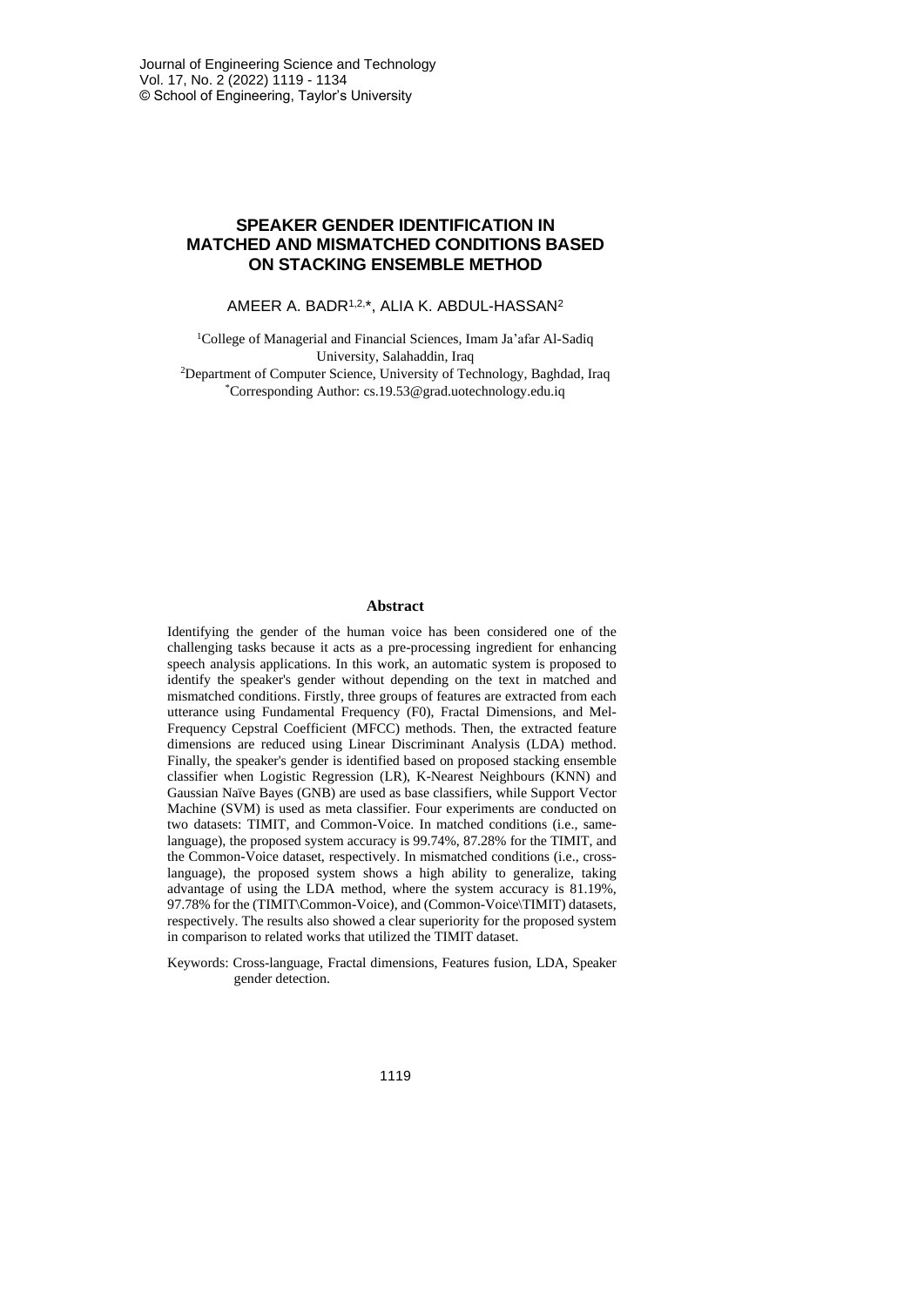# SPEAKER GENDER IDENTIFICATION IN MATCHED AND MISMATCHED CONDITIONS BASED ON STACKING ENSEMBLE METHOD

AMEER A. BADR[1,2,*], ALIA K. ABDUL-HASSAN[2]

[1]College of Managerial and Financial Sciences, Imam Ja'afar Al-Sadiq University, Salahaddin, Iraq
[2]Department of Computer Science, University of Technology, Baghdad, Iraq
[*]Corresponding Author: cs.19.53@grad.uotechnology.edu.iq

## Abstract

Identifying the gender of the human voice has been considered one of the challenging tasks because it acts as a pre-processing ingredient for enhancing speech analysis applications. In this work, an automatic system is proposed to identify the speaker's gender without depending on the text in matched and mismatched conditions. Firstly, three groups of features are extracted from each utterance using Fundamental Frequency (F0), Fractal Dimensions, and Mel-Frequency Cepstral Coefficient (MFCC) methods. Then, the extracted feature dimensions are reduced using Linear Discriminant Analysis (LDA) method. Finally, the speaker's gender is identified based on proposed stacking ensemble classifier when Logistic Regression (LR), K-Nearest Neighbours (KNN) and Gaussian Naïve Bayes (GNB) are used as base classifiers, while Support Vector Machine (SVM) is used as meta classifier. Four experiments are conducted on two datasets: TIMIT, and Common-Voice. In matched conditions (i.e., same-language), the proposed system accuracy is 99.74%, 87.28% for the TIMIT, and the Common-Voice dataset, respectively. In mismatched conditions (i.e., cross-language), the proposed system shows a high ability to generalize, taking advantage of using the LDA method, where the system accuracy is 81.19%, 97.78% for the (TIMIT\Common-Voice), and (Common-Voice\TIMIT) datasets, respectively. The results also showed a clear superiority for the proposed system in comparison to related works that utilized the TIMIT dataset.

Keywords: Cross-language, Fractal dimensions, Features fusion, LDA, Speaker gender detection.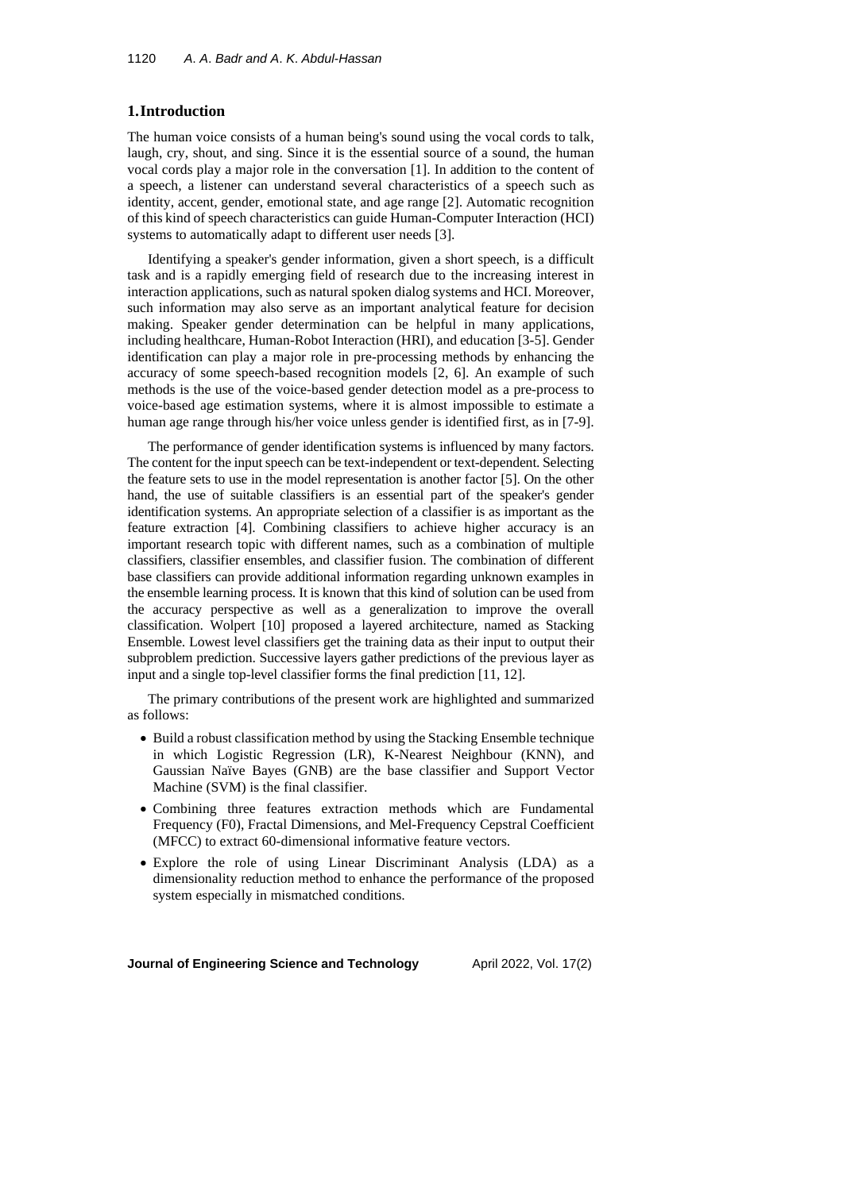## 1. Introduction

The human voice consists of a human being's sound using the vocal cords to talk, laugh, cry, shout, and sing. Since it is the essential source of a sound, the human vocal cords play a major role in the conversation [1]. In addition to the content of a speech, a listener can understand several characteristics of a speech such as identity, accent, gender, emotional state, and age range [2]. Automatic recognition of this kind of speech characteristics can guide Human-Computer Interaction (HCI) systems to automatically adapt to different user needs [3].

Identifying a speaker's gender information, given a short speech, is a difficult task and is a rapidly emerging field of research due to the increasing interest in interaction applications, such as natural spoken dialog systems and HCI. Moreover, such information may also serve as an important analytical feature for decision making. Speaker gender determination can be helpful in many applications, including healthcare, Human-Robot Interaction (HRI), and education [3-5]. Gender identification can play a major role in pre-processing methods by enhancing the accuracy of some speech-based recognition models [2, 6]. An example of such methods is the use of the voice-based gender detection model as a pre-process to voice-based age estimation systems, where it is almost impossible to estimate a human age range through his/her voice unless gender is identified first, as in [7-9].

The performance of gender identification systems is influenced by many factors. The content for the input speech can be text-independent or text-dependent. Selecting the feature sets to use in the model representation is another factor [5]. On the other hand, the use of suitable classifiers is an essential part of the speaker's gender identification systems. An appropriate selection of a classifier is as important as the feature extraction [4]. Combining classifiers to achieve higher accuracy is an important research topic with different names, such as a combination of multiple classifiers, classifier ensembles, and classifier fusion. The combination of different base classifiers can provide additional information regarding unknown examples in the ensemble learning process. It is known that this kind of solution can be used from the accuracy perspective as well as a generalization to improve the overall classification. Wolpert [10] proposed a layered architecture, named as Stacking Ensemble. Lowest level classifiers get the training data as their input to output their subproblem prediction. Successive layers gather predictions of the previous layer as input and a single top-level classifier forms the final prediction [11, 12].

The primary contributions of the present work are highlighted and summarized as follows:

- Build a robust classification method by using the Stacking Ensemble technique in which Logistic Regression (LR), K-Nearest Neighbour (KNN), and Gaussian Naïve Bayes (GNB) are the base classifier and Support Vector Machine (SVM) is the final classifier.
- Combining three features extraction methods which are Fundamental Frequency (F0), Fractal Dimensions, and Mel-Frequency Cepstral Coefficient (MFCC) to extract 60-dimensional informative feature vectors.
- Explore the role of using Linear Discriminant Analysis (LDA) as a dimensionality reduction method to enhance the performance of the proposed system especially in mismatched conditions.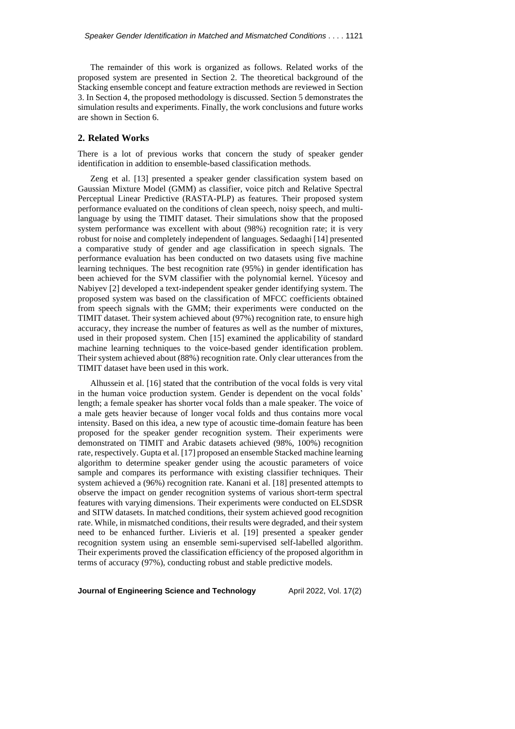The remainder of this work is organized as follows. Related works of the proposed system are presented in Section 2. The theoretical background of the Stacking ensemble concept and feature extraction methods are reviewed in Section 3. In Section 4, the proposed methodology is discussed. Section 5 demonstrates the simulation results and experiments. Finally, the work conclusions and future works are shown in Section 6.

## 2. Related Works

There is a lot of previous works that concern the study of speaker gender identification in addition to ensemble-based classification methods.

Zeng et al. [13] presented a speaker gender classification system based on Gaussian Mixture Model (GMM) as classifier, voice pitch and Relative Spectral Perceptual Linear Predictive (RASTA-PLP) as features. Their proposed system performance evaluated on the conditions of clean speech, noisy speech, and multi-language by using the TIMIT dataset. Their simulations show that the proposed system performance was excellent with about (98%) recognition rate; it is very robust for noise and completely independent of languages. Sedaaghi [14] presented a comparative study of gender and age classification in speech signals. The performance evaluation has been conducted on two datasets using five machine learning techniques. The best recognition rate (95%) in gender identification has been achieved for the SVM classifier with the polynomial kernel. Yücesoy and Nabiyev [2] developed a text-independent speaker gender identifying system. The proposed system was based on the classification of MFCC coefficients obtained from speech signals with the GMM; their experiments were conducted on the TIMIT dataset. Their system achieved about (97%) recognition rate, to ensure high accuracy, they increase the number of features as well as the number of mixtures, used in their proposed system. Chen [15] examined the applicability of standard machine learning techniques to the voice-based gender identification problem. Their system achieved about (88%) recognition rate. Only clear utterances from the TIMIT dataset have been used in this work.

Alhussein et al. [16] stated that the contribution of the vocal folds is very vital in the human voice production system. Gender is dependent on the vocal folds' length; a female speaker has shorter vocal folds than a male speaker. The voice of a male gets heavier because of longer vocal folds and thus contains more vocal intensity. Based on this idea, a new type of acoustic time-domain feature has been proposed for the speaker gender recognition system. Their experiments were demonstrated on TIMIT and Arabic datasets achieved (98%, 100%) recognition rate, respectively. Gupta et al. [17] proposed an ensemble Stacked machine learning algorithm to determine speaker gender using the acoustic parameters of voice sample and compares its performance with existing classifier techniques. Their system achieved a (96%) recognition rate. Kanani et al. [18] presented attempts to observe the impact on gender recognition systems of various short-term spectral features with varying dimensions. Their experiments were conducted on ELSDSR and SITW datasets. In matched conditions, their system achieved good recognition rate. While, in mismatched conditions, their results were degraded, and their system need to be enhanced further. Livieris et al. [19] presented a speaker gender recognition system using an ensemble semi-supervised self-labelled algorithm. Their experiments proved the classification efficiency of the proposed algorithm in terms of accuracy (97%), conducting robust and stable predictive models.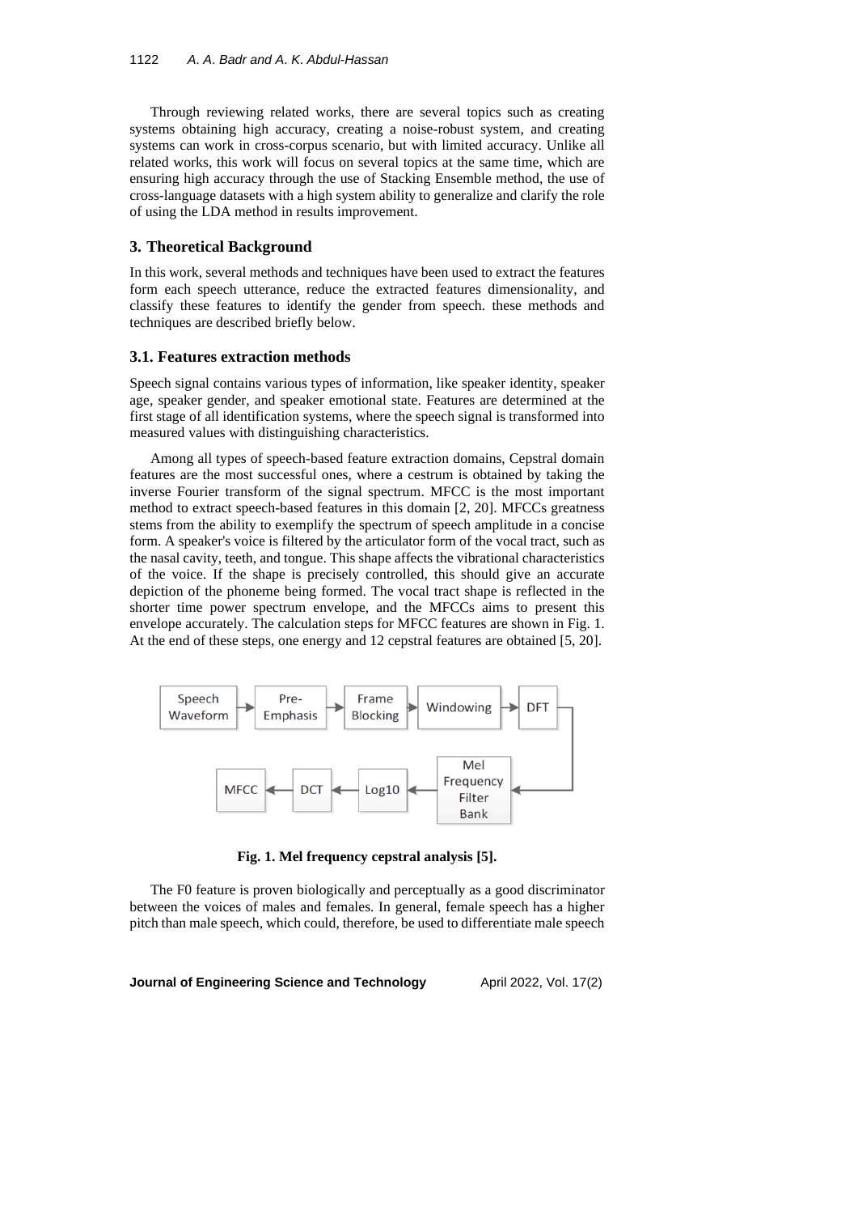Through reviewing related works, there are several topics such as creating systems obtaining high accuracy, creating a noise-robust system, and creating systems can work in cross-corpus scenario, but with limited accuracy. Unlike all related works, this work will focus on several topics at the same time, which are ensuring high accuracy through the use of Stacking Ensemble method, the use of cross-language datasets with a high system ability to generalize and clarify the role of using the LDA method in results improvement.

## 3. Theoretical Background

In this work, several methods and techniques have been used to extract the features form each speech utterance, reduce the extracted features dimensionality, and classify these features to identify the gender from speech. these methods and techniques are described briefly below.

### 3.1. Features extraction methods

Speech signal contains various types of information, like speaker identity, speaker age, speaker gender, and speaker emotional state. Features are determined at the first stage of all identification systems, where the speech signal is transformed into measured values with distinguishing characteristics.

Among all types of speech-based feature extraction domains, Cepstral domain features are the most successful ones, where a cestrum is obtained by taking the inverse Fourier transform of the signal spectrum. MFCC is the most important method to extract speech-based features in this domain [2, 20]. MFCCs greatness stems from the ability to exemplify the spectrum of speech amplitude in a concise form. A speaker's voice is filtered by the articulator form of the vocal tract, such as the nasal cavity, teeth, and tongue. This shape affects the vibrational characteristics of the voice. If the shape is precisely controlled, this should give an accurate depiction of the phoneme being formed. The vocal tract shape is reflected in the shorter time power spectrum envelope, and the MFCCs aims to present this envelope accurately. The calculation steps for MFCC features are shown in Fig. 1. At the end of these steps, one energy and 12 cepstral features are obtained [5, 20].

Speech Waveform → Pre-Emphasis → Frame Blocking → Windowing → DFT → Mel Frequency Filter Bank → Log10 → DCT → MFCC

**Fig. 1. Mel frequency cepstral analysis [5].**

The F0 feature is proven biologically and perceptually as a good discriminator between the voices of males and females. In general, female speech has a higher pitch than male speech, which could, therefore, be used to differentiate male speech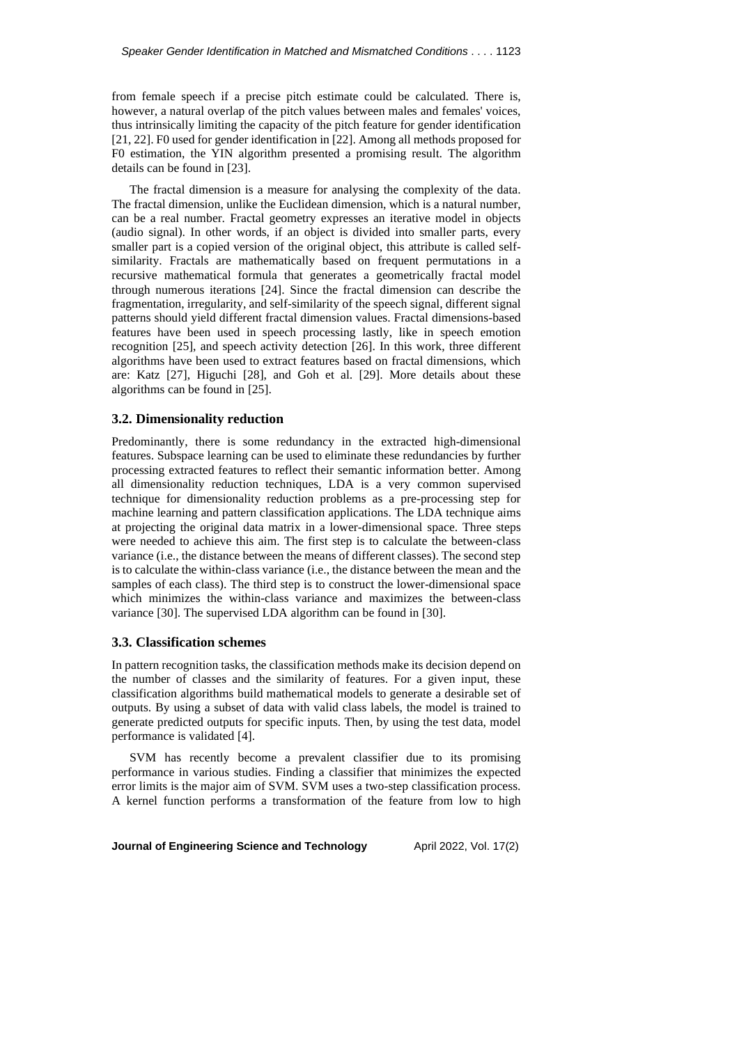from female speech if a precise pitch estimate could be calculated. There is, however, a natural overlap of the pitch values between males and females' voices, thus intrinsically limiting the capacity of the pitch feature for gender identification [21, 22]. F0 used for gender identification in [22]. Among all methods proposed for F0 estimation, the YIN algorithm presented a promising result. The algorithm details can be found in [23].

The fractal dimension is a measure for analysing the complexity of the data. The fractal dimension, unlike the Euclidean dimension, which is a natural number, can be a real number. Fractal geometry expresses an iterative model in objects (audio signal). In other words, if an object is divided into smaller parts, every smaller part is a copied version of the original object, this attribute is called self-similarity. Fractals are mathematically based on frequent permutations in a recursive mathematical formula that generates a geometrically fractal model through numerous iterations [24]. Since the fractal dimension can describe the fragmentation, irregularity, and self-similarity of the speech signal, different signal patterns should yield different fractal dimension values. Fractal dimensions-based features have been used in speech processing lastly, like in speech emotion recognition [25], and speech activity detection [26]. In this work, three different algorithms have been used to extract features based on fractal dimensions, which are: Katz [27], Higuchi [28], and Goh et al. [29]. More details about these algorithms can be found in [25].

### 3.2. Dimensionality reduction

Predominantly, there is some redundancy in the extracted high-dimensional features. Subspace learning can be used to eliminate these redundancies by further processing extracted features to reflect their semantic information better. Among all dimensionality reduction techniques, LDA is a very common supervised technique for dimensionality reduction problems as a pre-processing step for machine learning and pattern classification applications. The LDA technique aims at projecting the original data matrix in a lower-dimensional space. Three steps were needed to achieve this aim. The first step is to calculate the between-class variance (i.e., the distance between the means of different classes). The second step is to calculate the within-class variance (i.e., the distance between the mean and the samples of each class). The third step is to construct the lower-dimensional space which minimizes the within-class variance and maximizes the between-class variance [30]. The supervised LDA algorithm can be found in [30].

### 3.3. Classification schemes

In pattern recognition tasks, the classification methods make its decision depend on the number of classes and the similarity of features. For a given input, these classification algorithms build mathematical models to generate a desirable set of outputs. By using a subset of data with valid class labels, the model is trained to generate predicted outputs for specific inputs. Then, by using the test data, model performance is validated [4].

SVM has recently become a prevalent classifier due to its promising performance in various studies. Finding a classifier that minimizes the expected error limits is the major aim of SVM. SVM uses a two-step classification process. A kernel function performs a transformation of the feature from low to high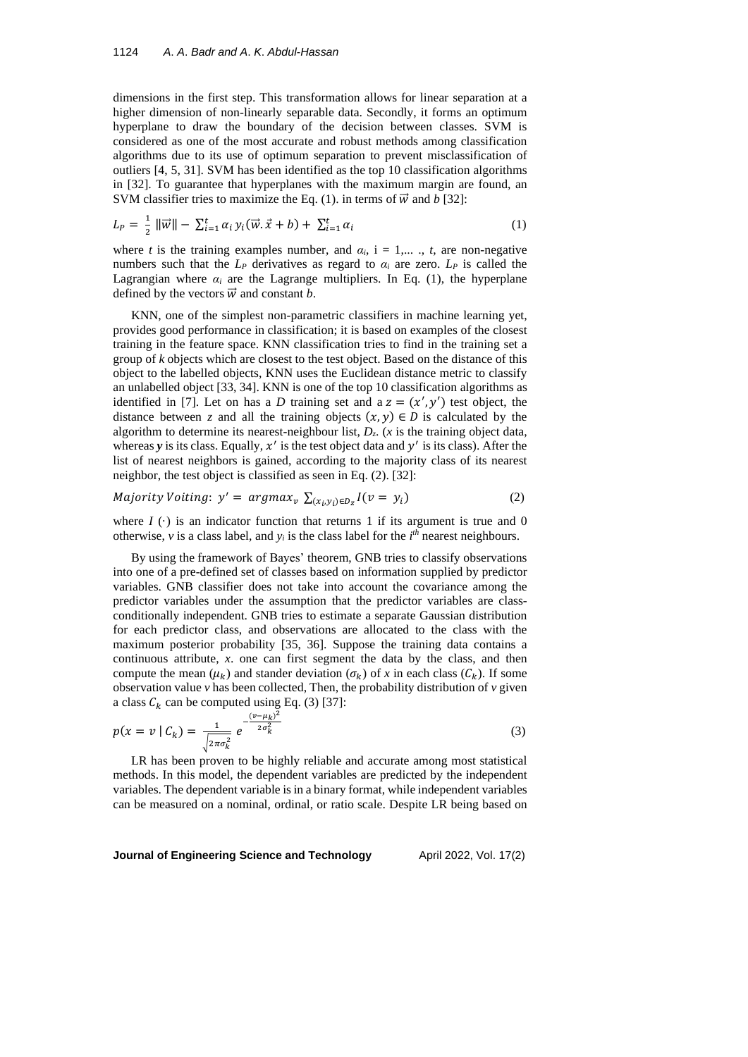dimensions in the first step. This transformation allows for linear separation at a higher dimension of non-linearly separable data. Secondly, it forms an optimum hyperplane to draw the boundary of the decision between classes. SVM is considered as one of the most accurate and robust methods among classification algorithms due to its use of optimum separation to prevent misclassification of outliers [4, 5, 31]. SVM has been identified as the top 10 classification algorithms in [32]. To guarantee that hyperplanes with the maximum margin are found, an SVM classifier tries to maximize the Eq. (1). in terms of $\vec{w}$ and *b* [32]:

$$L_P = \frac{1}{2}\,\|\vec{w}\| - \sum_{i=1}^{t} \alpha_i\, y_i(\vec{w}.\vec{x} + b) + \sum_{i=1}^{t} \alpha_i \tag{1}$$

where *t* is the training examples number, and $\alpha_i$, i = 1,... ., *t*, are non-negative numbers such that the $L_P$ derivatives as regard to $\alpha_i$ are zero. $L_P$ is called the Lagrangian where $\alpha_i$ are the Lagrange multipliers. In Eq. (1), the hyperplane defined by the vectors $\vec{w}$ and constant *b*.

KNN, one of the simplest non-parametric classifiers in machine learning yet, provides good performance in classification; it is based on examples of the closest training in the feature space. KNN classification tries to find in the training set a group of *k* objects which are closest to the test object. Based on the distance of this object to the labelled objects, KNN uses the Euclidean distance metric to classify an unlabelled object [33, 34]. KNN is one of the top 10 classification algorithms as identified in [7]. Let on has a *D* training set and a $z = (x', y')$ test object, the distance between *z* and all the training objects $(x, y) \in D$ is calculated by the algorithm to determine its nearest-neighbour list, $D_z$. (*x* is the training object data, whereas ***y*** is its class. Equally, $x'$ is the test object data and $y'$ is its class). After the list of nearest neighbors is gained, according to the majority class of its nearest neighbor, the test object is classified as seen in Eq. (2). [32]:

$$Majority\ Voiting:\ y' = argmax_v \sum_{(x_i, y_i) \in D_z} I(v = y_i) \tag{2}$$

where $I(\cdot)$ is an indicator function that returns 1 if its argument is true and 0 otherwise, *v* is a class label, and $y_i$ is the class label for the $i^{th}$ nearest neighbours.

By using the framework of Bayes' theorem, GNB tries to classify observations into one of a pre-defined set of classes based on information supplied by predictor variables. GNB classifier does not take into account the covariance among the predictor variables under the assumption that the predictor variables are class-conditionally independent. GNB tries to estimate a separate Gaussian distribution for each predictor class, and observations are allocated to the class with the maximum posterior probability [35, 36]. Suppose the training data contains a continuous attribute, *x*. one can first segment the data by the class, and then compute the mean ($\mu_k$) and stander deviation ($\sigma_k$) of *x* in each class ($C_k$). If some observation value *v* has been collected, Then, the probability distribution of *v* given a class $C_k$ can be computed using Eq. (3) [37]:

$$p(x = v \mid C_k) = \frac{1}{\sqrt{2\pi\sigma_k^2}}\, e^{-\frac{(v-\mu_k)^2}{2\sigma_k^2}} \tag{3}$$

LR has been proven to be highly reliable and accurate among most statistical methods. In this model, the dependent variables are predicted by the independent variables. The dependent variable is in a binary format, while independent variables can be measured on a nominal, ordinal, or ratio scale. Despite LR being based on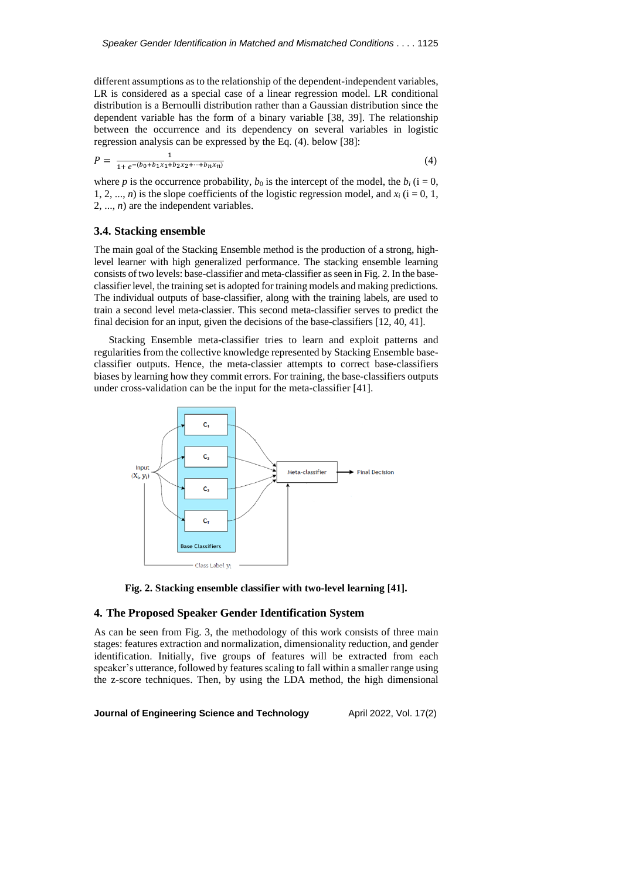different assumptions as to the relationship of the dependent-independent variables, LR is considered as a special case of a linear regression model. LR conditional distribution is a Bernoulli distribution rather than a Gaussian distribution since the dependent variable has the form of a binary variable [38, 39]. The relationship between the occurrence and its dependency on several variables in logistic regression analysis can be expressed by the Eq. (4). below [38]:

$$P = \frac{1}{1+e^{-(b_0+b_1x_1+b_2x_2+\cdots+b_nx_n)}} \tag{4}$$

where $p$ is the occurrence probability, $b_0$ is the intercept of the model, the $b_i$ (i = 0, 1, 2, ..., $n$) is the slope coefficients of the logistic regression model, and $x_i$ (i = 0, 1, 2, ..., $n$) are the independent variables.

### 3.4. Stacking ensemble

The main goal of the Stacking Ensemble method is the production of a strong, high-level learner with high generalized performance. The stacking ensemble learning consists of two levels: base-classifier and meta-classifier as seen in Fig. 2. In the base-classifier level, the training set is adopted for training models and making predictions. The individual outputs of base-classifier, along with the training labels, are used to train a second level meta-classier. This second meta-classifier serves to predict the final decision for an input, given the decisions of the base-classifiers [12, 40, 41].

Stacking Ensemble meta-classifier tries to learn and exploit patterns and regularities from the collective knowledge represented by Stacking Ensemble base-classifier outputs. Hence, the meta-classier attempts to correct base-classifiers biases by learning how they commit errors. For training, the base-classifiers outputs under cross-validation can be the input for the meta-classifier [41].

**Fig. 2. Stacking ensemble classifier with two-level learning [41].**

## 4. The Proposed Speaker Gender Identification System

As can be seen from Fig. 3, the methodology of this work consists of three main stages: features extraction and normalization, dimensionality reduction, and gender identification. Initially, five groups of features will be extracted from each speaker's utterance, followed by features scaling to fall within a smaller range using the z-score techniques. Then, by using the LDA method, the high dimensional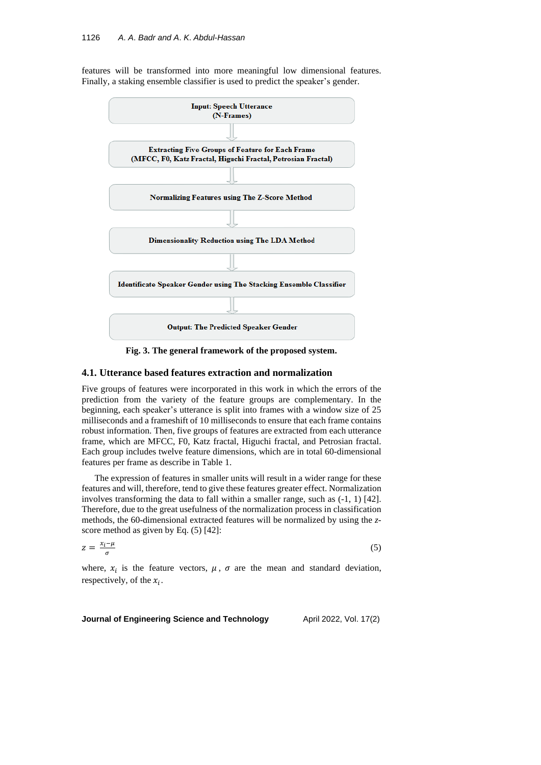features will be transformed into more meaningful low dimensional features. Finally, a staking ensemble classifier is used to predict the speaker's gender.

**Input: Speech Utterance (N-Frames)**

↓

**Extracting Five Groups of Feature for Each Frame (MFCC, F0, Katz Fractal, Higuchi Fractal, Petrosian Fractal)**

↓

**Normalizing Features using The Z-Score Method**

↓

**Dimensionality Reduction using The LDA Method**

↓

**Identificate Speaker Gender using The Stacking Ensemble Classifier**

↓

**Output: The Predicted Speaker Gender**

**Fig. 3. The general framework of the proposed system.**

## 4.1. Utterance based features extraction and normalization

Five groups of features were incorporated in this work in which the errors of the prediction from the variety of the feature groups are complementary. In the beginning, each speaker's utterance is split into frames with a window size of 25 milliseconds and a frameshift of 10 milliseconds to ensure that each frame contains robust information. Then, five groups of features are extracted from each utterance frame, which are MFCC, F0, Katz fractal, Higuchi fractal, and Petrosian fractal. Each group includes twelve feature dimensions, which are in total 60-dimensional features per frame as describe in Table 1.

The expression of features in smaller units will result in a wider range for these features and will, therefore, tend to give these features greater effect. Normalization involves transforming the data to fall within a smaller range, such as (-1, 1) [42]. Therefore, due to the great usefulness of the normalization process in classification methods, the 60-dimensional extracted features will be normalized by using the *z*-score method as given by Eq. (5) [42]:

$$z = \frac{x_i - \mu}{\sigma} \tag{5}$$

where, $x_i$ is the feature vectors, $\mu$, $\sigma$ are the mean and standard deviation, respectively, of the $x_i$.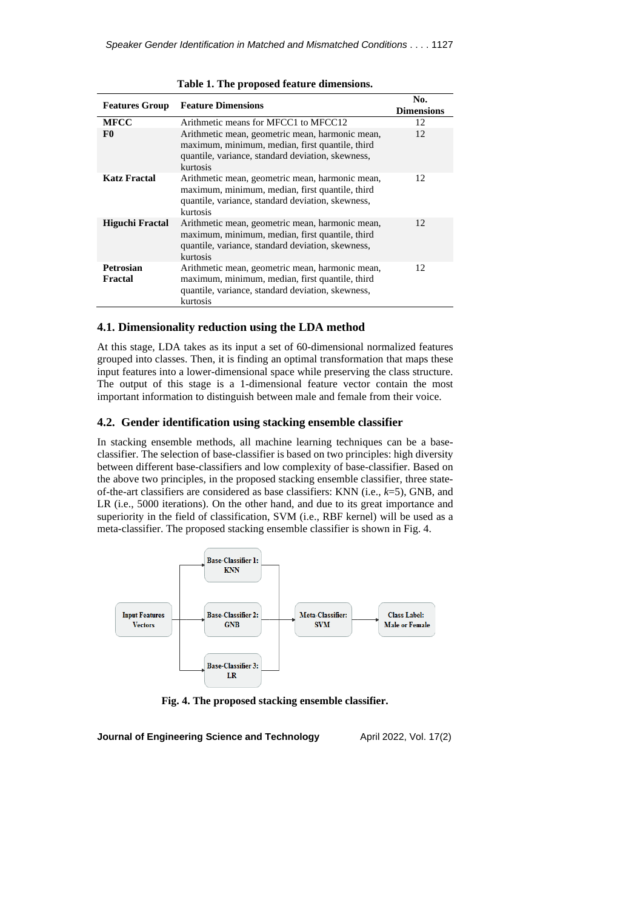**Table 1. The proposed feature dimensions.**

| Features Group | Feature Dimensions | No. Dimensions |
|---|---|---|
| **MFCC** | Arithmetic means for MFCC1 to MFCC12 | 12 |
| **F0** | Arithmetic mean, geometric mean, harmonic mean, maximum, minimum, median, first quantile, third quantile, variance, standard deviation, skewness, kurtosis | 12 |
| **Katz Fractal** | Arithmetic mean, geometric mean, harmonic mean, maximum, minimum, median, first quantile, third quantile, variance, standard deviation, skewness, kurtosis | 12 |
| **Higuchi Fractal** | Arithmetic mean, geometric mean, harmonic mean, maximum, minimum, median, first quantile, third quantile, variance, standard deviation, skewness, kurtosis | 12 |
| **Petrosian Fractal** | Arithmetic mean, geometric mean, harmonic mean, maximum, minimum, median, first quantile, third quantile, variance, standard deviation, skewness, kurtosis | 12 |

### 4.1. Dimensionality reduction using the LDA method

At this stage, LDA takes as its input a set of 60-dimensional normalized features grouped into classes. Then, it is finding an optimal transformation that maps these input features into a lower-dimensional space while preserving the class structure. The output of this stage is a 1-dimensional feature vector contain the most important information to distinguish between male and female from their voice.

### 4.2. Gender identification using stacking ensemble classifier

In stacking ensemble methods, all machine learning techniques can be a base-classifier. The selection of base-classifier is based on two principles: high diversity between different base-classifiers and low complexity of base-classifier. Based on the above two principles, in the proposed stacking ensemble classifier, three state-of-the-art classifiers are considered as base classifiers: KNN (i.e., $k$=5), GNB, and LR (i.e., 5000 iterations). On the other hand, and due to its great importance and superiority in the field of classification, SVM (i.e., RBF kernel) will be used as a meta-classifier. The proposed stacking ensemble classifier is shown in Fig. 4.

**Fig. 4. The proposed stacking ensemble classifier.**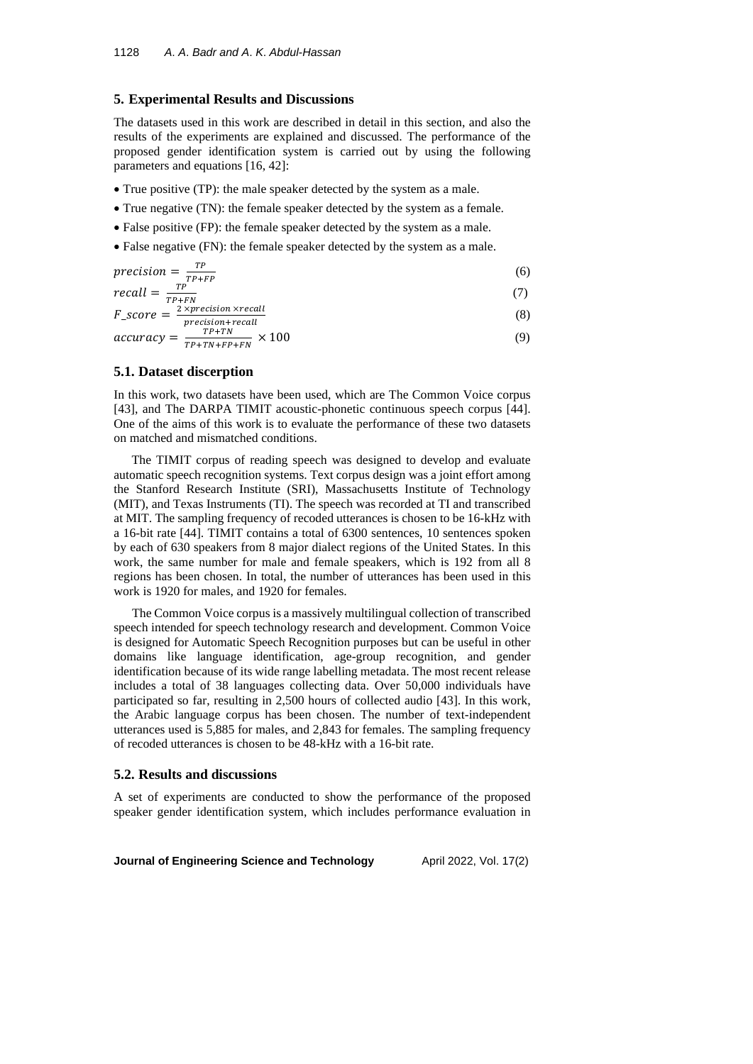## 5. Experimental Results and Discussions

The datasets used in this work are described in detail in this section, and also the results of the experiments are explained and discussed. The performance of the proposed gender identification system is carried out by using the following parameters and equations [16, 42]:

- True positive (TP): the male speaker detected by the system as a male.
- True negative (TN): the female speaker detected by the system as a female.
- False positive (FP): the female speaker detected by the system as a male.
- False negative (FN): the female speaker detected by the system as a male.

$$precision = \frac{TP}{TP+FP} \tag{6}$$

$$recall = \frac{TP}{TP+FN} \tag{7}$$

$$F\_score = \frac{2 \times precision \times recall}{precision+recall} \tag{8}$$

$$accuracy = \frac{TP+TN}{TP+TN+FP+FN} \times 100 \tag{9}$$

### 5.1. Dataset discerption

In this work, two datasets have been used, which are The Common Voice corpus [43], and The DARPA TIMIT acoustic-phonetic continuous speech corpus [44]. One of the aims of this work is to evaluate the performance of these two datasets on matched and mismatched conditions.

The TIMIT corpus of reading speech was designed to develop and evaluate automatic speech recognition systems. Text corpus design was a joint effort among the Stanford Research Institute (SRI), Massachusetts Institute of Technology (MIT), and Texas Instruments (TI). The speech was recorded at TI and transcribed at MIT. The sampling frequency of recoded utterances is chosen to be 16-kHz with a 16-bit rate [44]. TIMIT contains a total of 6300 sentences, 10 sentences spoken by each of 630 speakers from 8 major dialect regions of the United States. In this work, the same number for male and female speakers, which is 192 from all 8 regions has been chosen. In total, the number of utterances has been used in this work is 1920 for males, and 1920 for females.

The Common Voice corpus is a massively multilingual collection of transcribed speech intended for speech technology research and development. Common Voice is designed for Automatic Speech Recognition purposes but can be useful in other domains like language identification, age-group recognition, and gender identification because of its wide range labelling metadata. The most recent release includes a total of 38 languages collecting data. Over 50,000 individuals have participated so far, resulting in 2,500 hours of collected audio [43]. In this work, the Arabic language corpus has been chosen. The number of text-independent utterances used is 5,885 for males, and 2,843 for females. The sampling frequency of recoded utterances is chosen to be 48-kHz with a 16-bit rate.

### 5.2. Results and discussions

A set of experiments are conducted to show the performance of the proposed speaker gender identification system, which includes performance evaluation in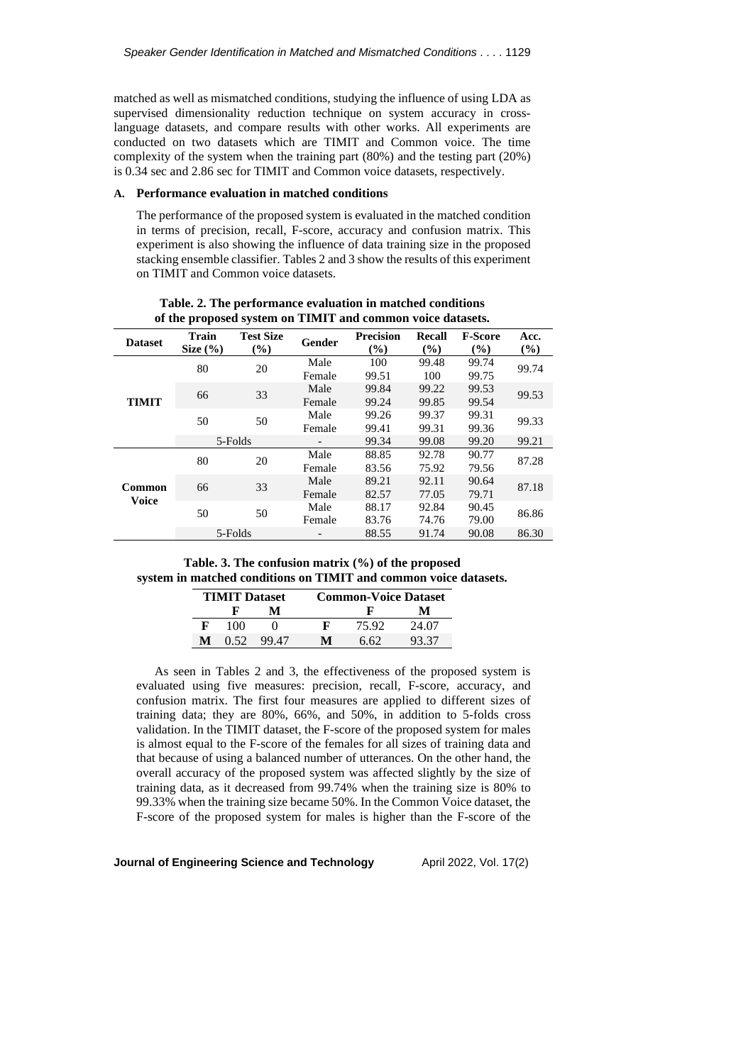matched as well as mismatched conditions, studying the influence of using LDA as supervised dimensionality reduction technique on system accuracy in cross-language datasets, and compare results with other works. All experiments are conducted on two datasets which are TIMIT and Common voice. The time complexity of the system when the training part (80%) and the testing part (20%) is 0.34 sec and 2.86 sec for TIMIT and Common voice datasets, respectively.

### A. Performance evaluation in matched conditions

The performance of the proposed system is evaluated in the matched condition in terms of precision, recall, F-score, accuracy and confusion matrix. This experiment is also showing the influence of data training size in the proposed stacking ensemble classifier. Tables 2 and 3 show the results of this experiment on TIMIT and Common voice datasets.

**Table. 2. The performance evaluation in matched conditions of the proposed system on TIMIT and common voice datasets.**

| Dataset | Train Size (%) | Test Size (%) | Gender | Precision (%) | Recall (%) | F-Score (%) | Acc. (%) |
|---|---|---|---|---|---|---|---|
| TIMIT | 80 | 20 | Male | 100 | 99.48 | 99.74 | 99.74 |
| | | | Female | 99.51 | 100 | 99.75 | |
| | 66 | 33 | Male | 99.84 | 99.22 | 99.53 | 99.53 |
| | | | Female | 99.24 | 99.85 | 99.54 | |
| | 50 | 50 | Male | 99.26 | 99.37 | 99.31 | 99.33 |
| | | | Female | 99.41 | 99.31 | 99.36 | |
| | 5-Folds | | - | 99.34 | 99.08 | 99.20 | 99.21 |
| Common Voice | 80 | 20 | Male | 88.85 | 92.78 | 90.77 | 87.28 |
| | | | Female | 83.56 | 75.92 | 79.56 | |
| | 66 | 33 | Male | 89.21 | 92.11 | 90.64 | 87.18 |
| | | | Female | 82.57 | 77.05 | 79.71 | |
| | 50 | 50 | Male | 88.17 | 92.84 | 90.45 | 86.86 |
| | | | Female | 83.76 | 74.76 | 79.00 | |
| | 5-Folds | | - | 88.55 | 91.74 | 90.08 | 86.30 |

**Table. 3. The confusion matrix (%) of the proposed system in matched conditions on TIMIT and common voice datasets.**

| TIMIT Dataset | | | Common-Voice Dataset | | |
|---|---|---|---|---|---|
| | F | M | | F | M |
| F | 100 | 0 | F | 75.92 | 24.07 |
| M | 0.52 | 99.47 | M | 6.62 | 93.37 |

As seen in Tables 2 and 3, the effectiveness of the proposed system is evaluated using five measures: precision, recall, F-score, accuracy, and confusion matrix. The first four measures are applied to different sizes of training data; they are 80%, 66%, and 50%, in addition to 5-folds cross validation. In the TIMIT dataset, the F-score of the proposed system for males is almost equal to the F-score of the females for all sizes of training data and that because of using a balanced number of utterances. On the other hand, the overall accuracy of the proposed system was affected slightly by the size of training data, as it decreased from 99.74% when the training size is 80% to 99.33% when the training size became 50%. In the Common Voice dataset, the F-score of the proposed system for males is higher than the F-score of the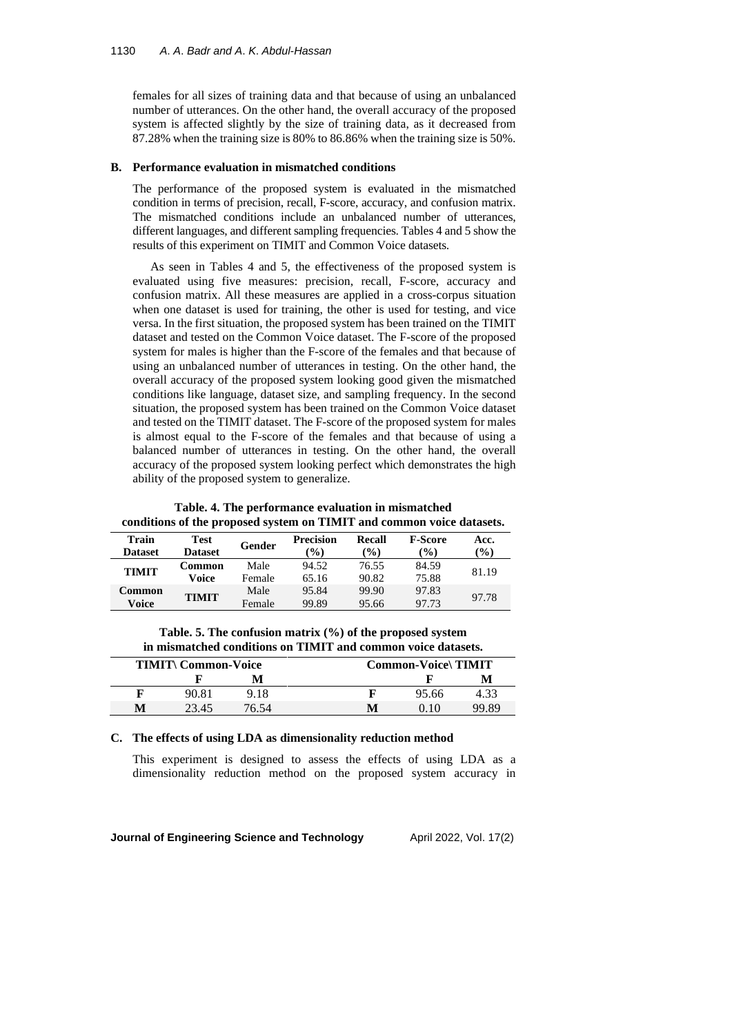females for all sizes of training data and that because of using an unbalanced number of utterances. On the other hand, the overall accuracy of the proposed system is affected slightly by the size of training data, as it decreased from 87.28% when the training size is 80% to 86.86% when the training size is 50%.

### B. Performance evaluation in mismatched conditions

The performance of the proposed system is evaluated in the mismatched condition in terms of precision, recall, F-score, accuracy, and confusion matrix. The mismatched conditions include an unbalanced number of utterances, different languages, and different sampling frequencies. Tables 4 and 5 show the results of this experiment on TIMIT and Common Voice datasets.

As seen in Tables 4 and 5, the effectiveness of the proposed system is evaluated using five measures: precision, recall, F-score, accuracy and confusion matrix. All these measures are applied in a cross-corpus situation when one dataset is used for training, the other is used for testing, and vice versa. In the first situation, the proposed system has been trained on the TIMIT dataset and tested on the Common Voice dataset. The F-score of the proposed system for males is higher than the F-score of the females and that because of using an unbalanced number of utterances in testing. On the other hand, the overall accuracy of the proposed system looking good given the mismatched conditions like language, dataset size, and sampling frequency. In the second situation, the proposed system has been trained on the Common Voice dataset and tested on the TIMIT dataset. The F-score of the proposed system for males is almost equal to the F-score of the females and that because of using a balanced number of utterances in testing. On the other hand, the overall accuracy of the proposed system looking perfect which demonstrates the high ability of the proposed system to generalize.

**Table. 4. The performance evaluation in mismatched conditions of the proposed system on TIMIT and common voice datasets.**

| Train Dataset | Test Dataset | Gender | Precision (%) | Recall (%) | F-Score (%) | Acc. (%) |
|---|---|---|---|---|---|---|
| TIMIT | Common Voice | Male | 94.52 | 76.55 | 84.59 | 81.19 |
| | | Female | 65.16 | 90.82 | 75.88 | |
| Common Voice | TIMIT | Male | 95.84 | 99.90 | 97.83 | 97.78 |
| | | Female | 99.89 | 95.66 | 97.73 | |

**Table. 5. The confusion matrix (%) of the proposed system in mismatched conditions on TIMIT and common voice datasets.**

| TIMIT\ Common-Voice | | | Common-Voice\ TIMIT | | |
|---|---|---|---|---|---|
| | **F** | **M** | | **F** | **M** |
| **F** | 90.81 | 9.18 | **F** | 95.66 | 4.33 |
| **M** | 23.45 | 76.54 | **M** | 0.10 | 99.89 |

### C. The effects of using LDA as dimensionality reduction method

This experiment is designed to assess the effects of using LDA as a dimensionality reduction method on the proposed system accuracy in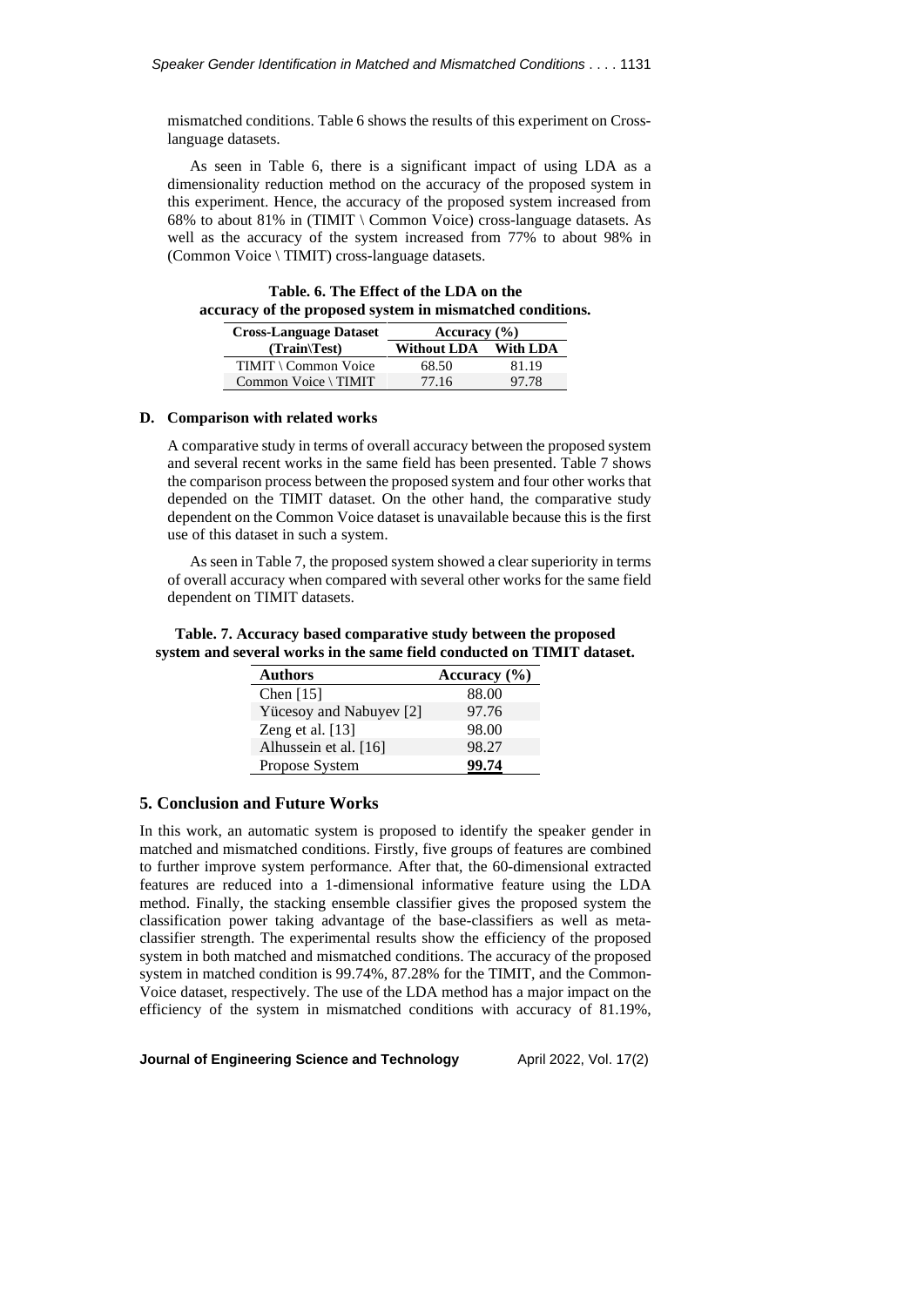mismatched conditions. Table 6 shows the results of this experiment on Cross-language datasets.

As seen in Table 6, there is a significant impact of using LDA as a dimensionality reduction method on the accuracy of the proposed system in this experiment. Hence, the accuracy of the proposed system increased from 68% to about 81% in (TIMIT \ Common Voice) cross-language datasets. As well as the accuracy of the system increased from 77% to about 98% in (Common Voice \ TIMIT) cross-language datasets.

**Table. 6. The Effect of the LDA on the accuracy of the proposed system in mismatched conditions.**

| Cross-Language Dataset (Train\Test) | Accuracy (%) | |
|---|---|---|
| | Without LDA | With LDA |
| TIMIT \ Common Voice | 68.50 | 81.19 |
| Common Voice \ TIMIT | 77.16 | 97.78 |

### D. Comparison with related works

A comparative study in terms of overall accuracy between the proposed system and several recent works in the same field has been presented. Table 7 shows the comparison process between the proposed system and four other works that depended on the TIMIT dataset. On the other hand, the comparative study dependent on the Common Voice dataset is unavailable because this is the first use of this dataset in such a system.

As seen in Table 7, the proposed system showed a clear superiority in terms of overall accuracy when compared with several other works for the same field dependent on TIMIT datasets.

**Table. 7. Accuracy based comparative study between the proposed system and several works in the same field conducted on TIMIT dataset.**

| Authors | Accuracy (%) |
|---|---|
| Chen [15] | 88.00 |
| Yücesoy and Nabuyev [2] | 97.76 |
| Zeng et al. [13] | 98.00 |
| Alhussein et al. [16] | 98.27 |
| Propose System | **99.74** |

## 5. Conclusion and Future Works

In this work, an automatic system is proposed to identify the speaker gender in matched and mismatched conditions. Firstly, five groups of features are combined to further improve system performance. After that, the 60-dimensional extracted features are reduced into a 1-dimensional informative feature using the LDA method. Finally, the stacking ensemble classifier gives the proposed system the classification power taking advantage of the base-classifiers as well as meta-classifier strength. The experimental results show the efficiency of the proposed system in both matched and mismatched conditions. The accuracy of the proposed system in matched condition is 99.74%, 87.28% for the TIMIT, and the Common-Voice dataset, respectively. The use of the LDA method has a major impact on the efficiency of the system in mismatched conditions with accuracy of 81.19%,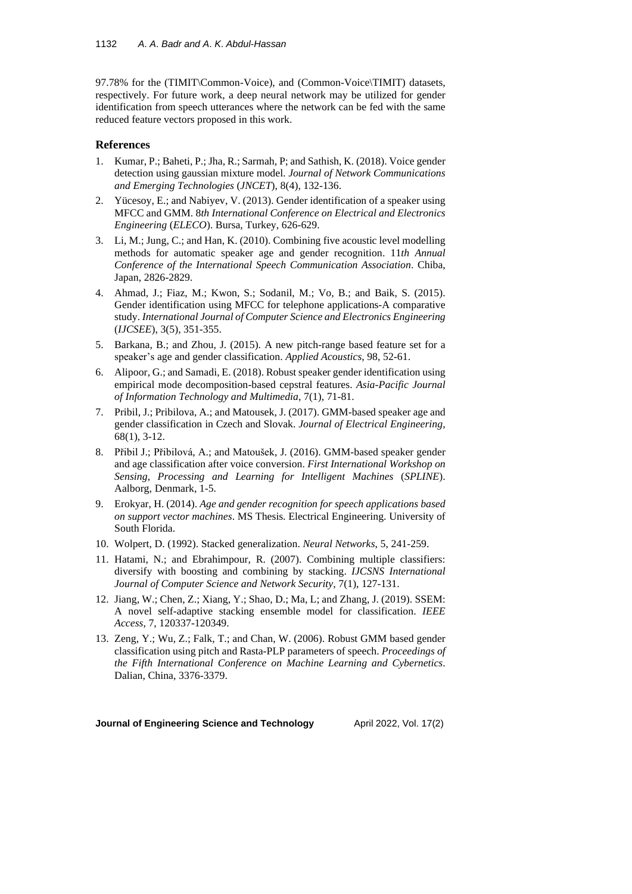97.78% for the (TIMIT\Common-Voice), and (Common-Voice\TIMIT) datasets, respectively. For future work, a deep neural network may be utilized for gender identification from speech utterances where the network can be fed with the same reduced feature vectors proposed in this work.

## References

1. Kumar, P.; Baheti, P.; Jha, R.; Sarmah, P; and Sathish, K. (2018). Voice gender detection using gaussian mixture model. *Journal of Network Communications and Emerging Technologies* (*JNCET*), 8(4), 132-136.
2. Yücesoy, E.; and Nabiyev, V. (2013). Gender identification of a speaker using MFCC and GMM. 8*th International Conference on Electrical and Electronics Engineering* (*ELECO*). Bursa, Turkey, 626-629.
3. Li, M.; Jung, C.; and Han, K. (2010). Combining five acoustic level modelling methods for automatic speaker age and gender recognition. 11*th Annual Conference of the International Speech Communication Association*. Chiba, Japan, 2826-2829.
4. Ahmad, J.; Fiaz, M.; Kwon, S.; Sodanil, M.; Vo, B.; and Baik, S. (2015). Gender identification using MFCC for telephone applications-A comparative study. *International Journal of Computer Science and Electronics Engineering* (*IJCSEE*), 3(5), 351-355.
5. Barkana, B.; and Zhou, J. (2015). A new pitch-range based feature set for a speaker's age and gender classification. *Applied Acoustics*, 98, 52-61.
6. Alipoor, G.; and Samadi, E. (2018). Robust speaker gender identification using empirical mode decomposition-based cepstral features. *Asia-Pacific Journal of Information Technology and Multimedia*, 7(1), 71-81.
7. Pribil, J.; Pribilova, A.; and Matousek, J. (2017). GMM-based speaker age and gender classification in Czech and Slovak. *Journal of Electrical Engineering*, 68(1), 3-12.
8. Přibil J.; Přibilová, A.; and Matoušek, J. (2016). GMM-based speaker gender and age classification after voice conversion. *First International Workshop on Sensing, Processing and Learning for Intelligent Machines* (*SPLINE*). Aalborg, Denmark, 1-5.
9. Erokyar, H. (2014). *Age and gender recognition for speech applications based on support vector machines*. MS Thesis. Electrical Engineering. University of South Florida.
10. Wolpert, D. (1992). Stacked generalization. *Neural Networks*, 5, 241-259.
11. Hatami, N.; and Ebrahimpour, R. (2007). Combining multiple classifiers: diversify with boosting and combining by stacking. *IJCSNS International Journal of Computer Science and Network Security*, 7(1), 127-131.
12. Jiang, W.; Chen, Z.; Xiang, Y.; Shao, D.; Ma, L; and Zhang, J. (2019). SSEM: A novel self-adaptive stacking ensemble model for classification. *IEEE Access*, 7, 120337-120349.
13. Zeng, Y.; Wu, Z.; Falk, T.; and Chan, W. (2006). Robust GMM based gender classification using pitch and Rasta-PLP parameters of speech. *Proceedings of the Fifth International Conference on Machine Learning and Cybernetics*. Dalian, China, 3376-3379.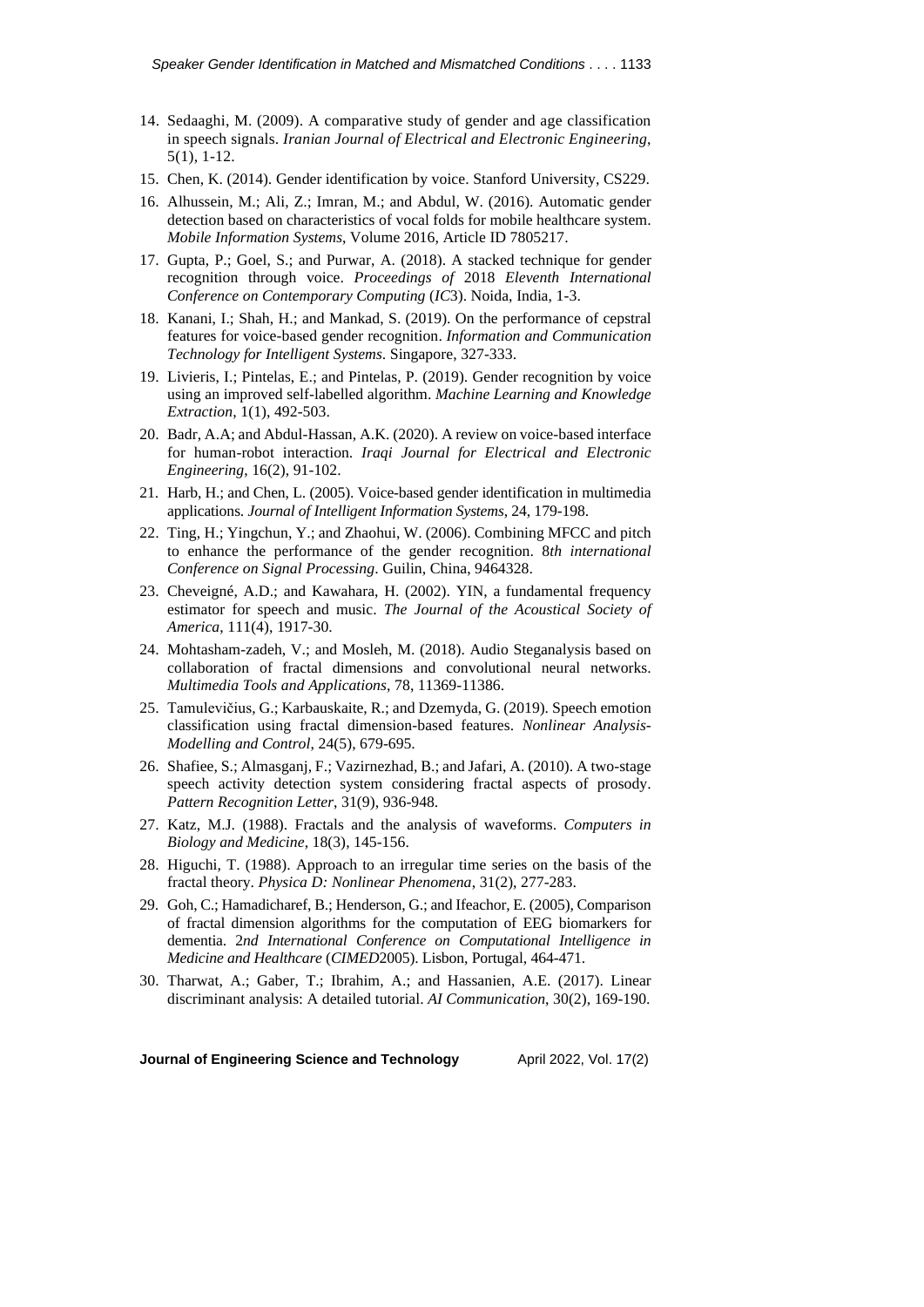14. Sedaaghi, M. (2009). A comparative study of gender and age classification in speech signals. *Iranian Journal of Electrical and Electronic Engineering*, 5(1), 1-12.
15. Chen, K. (2014). Gender identification by voice. Stanford University, CS229.
16. Alhussein, M.; Ali, Z.; Imran, M.; and Abdul, W. (2016). Automatic gender detection based on characteristics of vocal folds for mobile healthcare system. *Mobile Information Systems*, Volume 2016, Article ID 7805217.
17. Gupta, P.; Goel, S.; and Purwar, A. (2018). A stacked technique for gender recognition through voice. *Proceedings of* 2018 *Eleventh International Conference on Contemporary Computing* (*IC*3). Noida, India, 1-3.
18. Kanani, I.; Shah, H.; and Mankad, S. (2019). On the performance of cepstral features for voice-based gender recognition. *Information and Communication Technology for Intelligent Systems*. Singapore, 327-333.
19. Livieris, I.; Pintelas, E.; and Pintelas, P. (2019). Gender recognition by voice using an improved self-labelled algorithm. *Machine Learning and Knowledge Extraction*, 1(1), 492-503.
20. Badr, A.A; and Abdul-Hassan, A.K. (2020). A review on voice-based interface for human-robot interaction. *Iraqi Journal for Electrical and Electronic Engineering*, 16(2), 91-102.
21. Harb, H.; and Chen, L. (2005). Voice-based gender identification in multimedia applications. *Journal of Intelligent Information Systems*, 24, 179-198.
22. Ting, H.; Yingchun, Y.; and Zhaohui, W. (2006). Combining MFCC and pitch to enhance the performance of the gender recognition. 8*th international Conference on Signal Processing*. Guilin, China, 9464328.
23. Cheveigné, A.D.; and Kawahara, H. (2002). YIN, a fundamental frequency estimator for speech and music. *The Journal of the Acoustical Society of America*, 111(4), 1917-30.
24. Mohtasham-zadeh, V.; and Mosleh, M. (2018). Audio Steganalysis based on collaboration of fractal dimensions and convolutional neural networks. *Multimedia Tools and Applications*, 78, 11369-11386.
25. Tamulevičius, G.; Karbauskaite, R.; and Dzemyda, G. (2019). Speech emotion classification using fractal dimension-based features. *Nonlinear Analysis-Modelling and Control*, 24(5), 679-695.
26. Shafiee, S.; Almasganj, F.; Vazirnezhad, B.; and Jafari, A. (2010). A two-stage speech activity detection system considering fractal aspects of prosody. *Pattern Recognition Letter*, 31(9), 936-948.
27. Katz, M.J. (1988). Fractals and the analysis of waveforms. *Computers in Biology and Medicine*, 18(3), 145-156.
28. Higuchi, T. (1988). Approach to an irregular time series on the basis of the fractal theory. *Physica D: Nonlinear Phenomena*, 31(2), 277-283.
29. Goh, C.; Hamadicharef, B.; Henderson, G.; and Ifeachor, E. (2005), Comparison of fractal dimension algorithms for the computation of EEG biomarkers for dementia. 2*nd International Conference on Computational Intelligence in Medicine and Healthcare* (*CIMED*2005). Lisbon, Portugal, 464-471.
30. Tharwat, A.; Gaber, T.; Ibrahim, A.; and Hassanien, A.E. (2017). Linear discriminant analysis: A detailed tutorial. *AI Communication*, 30(2), 169-190.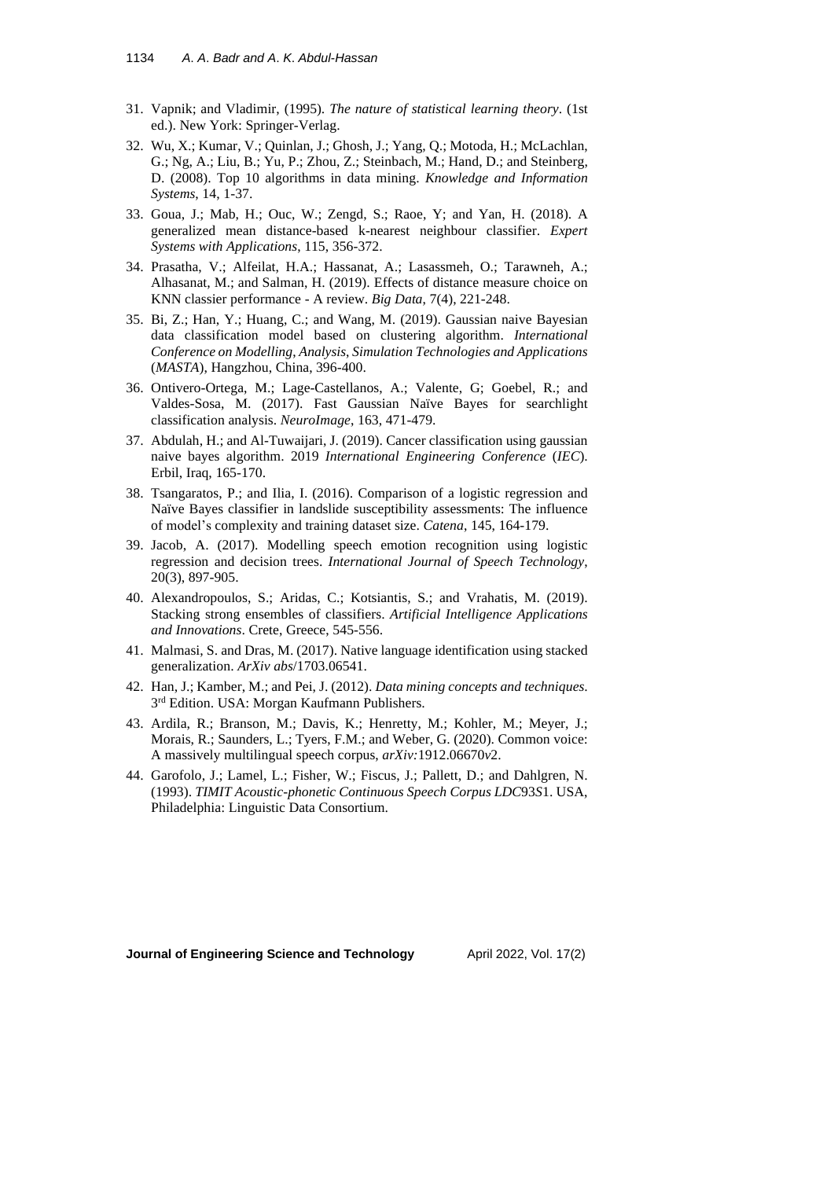31. Vapnik; and Vladimir, (1995). *The nature of statistical learning theory*. (1st ed.). New York: Springer-Verlag.
32. Wu, X.; Kumar, V.; Quinlan, J.; Ghosh, J.; Yang, Q.; Motoda, H.; McLachlan, G.; Ng, A.; Liu, B.; Yu, P.; Zhou, Z.; Steinbach, M.; Hand, D.; and Steinberg, D. (2008). Top 10 algorithms in data mining. *Knowledge and Information Systems*, 14, 1-37.
33. Goua, J.; Mab, H.; Ouc, W.; Zengd, S.; Raoe, Y; and Yan, H. (2018). A generalized mean distance-based k-nearest neighbour classifier. *Expert Systems with Applications*, 115, 356-372.
34. Prasatha, V.; Alfeilat, H.A.; Hassanat, A.; Lasassmeh, O.; Tarawneh, A.; Alhasanat, M.; and Salman, H. (2019). Effects of distance measure choice on KNN classier performance - A review. *Big Data*, 7(4), 221-248.
35. Bi, Z.; Han, Y.; Huang, C.; and Wang, M. (2019). Gaussian naive Bayesian data classification model based on clustering algorithm. *International Conference on Modelling, Analysis, Simulation Technologies and Applications* (*MASTA*), Hangzhou, China, 396-400.
36. Ontivero-Ortega, M.; Lage-Castellanos, A.; Valente, G; Goebel, R.; and Valdes-Sosa, M. (2017). Fast Gaussian Naïve Bayes for searchlight classification analysis. *NeuroImage*, 163, 471-479.
37. Abdulah, H.; and Al-Tuwaijari, J. (2019). Cancer classification using gaussian naive bayes algorithm. 2019 *International Engineering Conference* (*IEC*). Erbil, Iraq, 165-170.
38. Tsangaratos, P.; and Ilia, I. (2016). Comparison of a logistic regression and Naïve Bayes classifier in landslide susceptibility assessments: The influence of model's complexity and training dataset size. *Catena*, 145, 164-179.
39. Jacob, A. (2017). Modelling speech emotion recognition using logistic regression and decision trees. *International Journal of Speech Technology*, 20(3), 897-905.
40. Alexandropoulos, S.; Aridas, C.; Kotsiantis, S.; and Vrahatis, M. (2019). Stacking strong ensembles of classifiers. *Artificial Intelligence Applications and Innovations*. Crete, Greece, 545-556.
41. Malmasi, S. and Dras, M. (2017). Native language identification using stacked generalization. *ArXiv abs*/1703.06541.
42. Han, J.; Kamber, M.; and Pei, J. (2012). *Data mining concepts and techniques*. 3rd Edition. USA: Morgan Kaufmann Publishers.
43. Ardila, R.; Branson, M.; Davis, K.; Henretty, M.; Kohler, M.; Meyer, J.; Morais, R.; Saunders, L.; Tyers, F.M.; and Weber, G. (2020). Common voice: A massively multilingual speech corpus, *arXiv:*1912.06670*v*2.
44. Garofolo, J.; Lamel, L.; Fisher, W.; Fiscus, J.; Pallett, D.; and Dahlgren, N. (1993). *TIMIT Acoustic-phonetic Continuous Speech Corpus LDC*93*S*1. USA, Philadelphia: Linguistic Data Consortium.